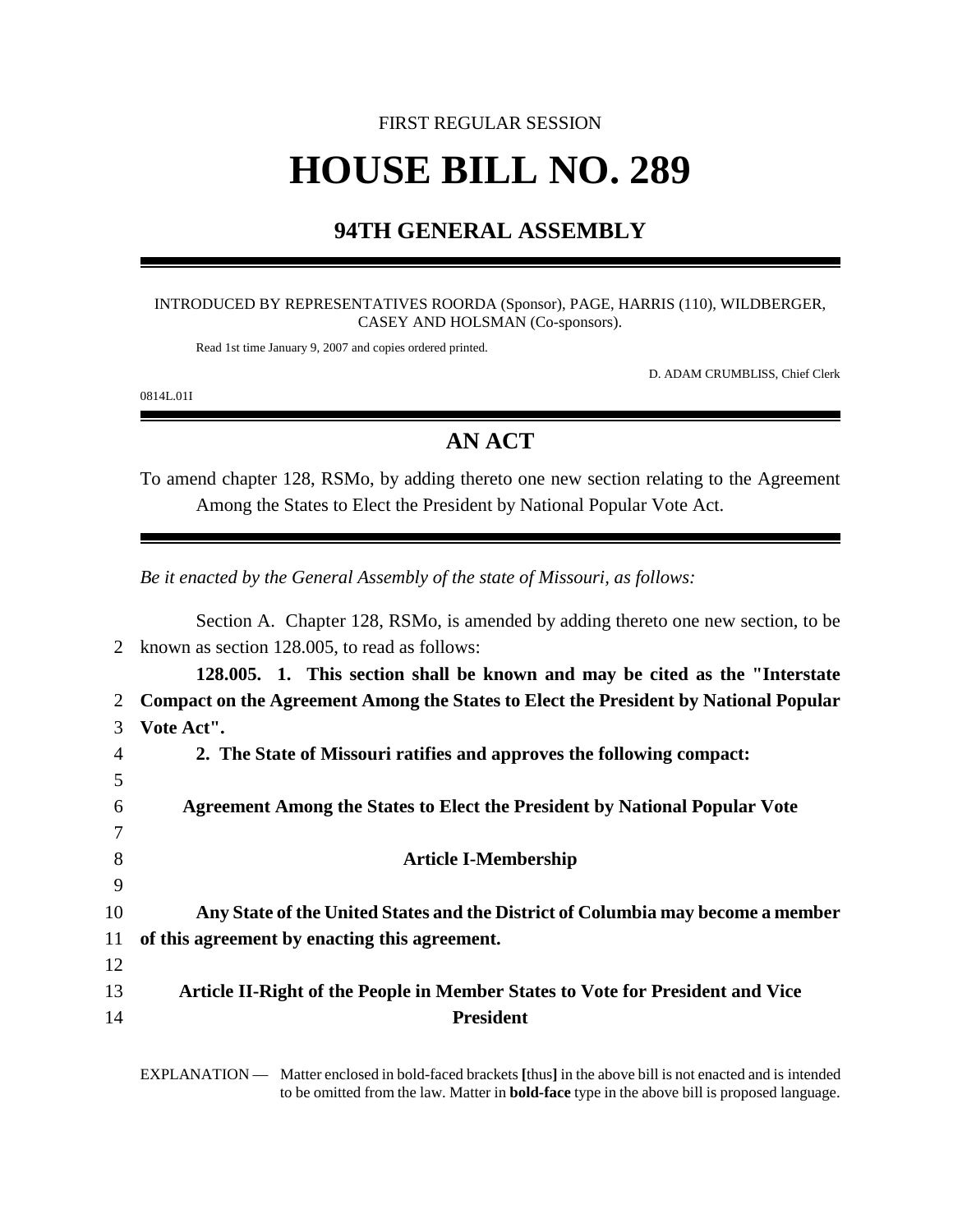FIRST REGULAR SESSION

# HOUSE BILL NO. 289

## 94TH GENERAL ASSEMBLY

INTRODUCED BY REPRESENTATIVES ROORDA (Sponsor), PAGE, HARRIS (110), WILDBERGER, CASEY AND HOLSMAN (Co-sponsors).

Read 1st time January 9, 2007 and copies ordered printed.

D. ADAM CRUMBLISS, Chief Clerk

0814L.01I

## AN ACT

To amend chapter 128, RSMo, by adding thereto one new section relating to the Agreement Among the States to Elect the President by National Popular Vote Act.

*Be it enacted by the General Assembly of the state of Missouri, as follows:*

Section A. Chapter 128, RSMo, is amended by adding thereto one new section, to be known as section 128.005, to read as follows:

**128.005. 1. This section shall be known and may be cited as the "Interstate Compact on the Agreement Among the States to Elect the President by National Popular Vote Act".**

**2. The State of Missouri ratifies and approves the following compact:**

**Agreement Among the States to Elect the President by National Popular Vote**

**Article I-Membership**

**Any State of the United States and the District of Columbia may become a member of this agreement by enacting this agreement.**

**Article II-Right of the People in Member States to Vote for President and Vice President**

EXPLANATION — Matter enclosed in bold-faced brackets **[**thus**]** in the above bill is not enacted and is intended to be omitted from the law. Matter in **bold-face** type in the above bill is proposed language.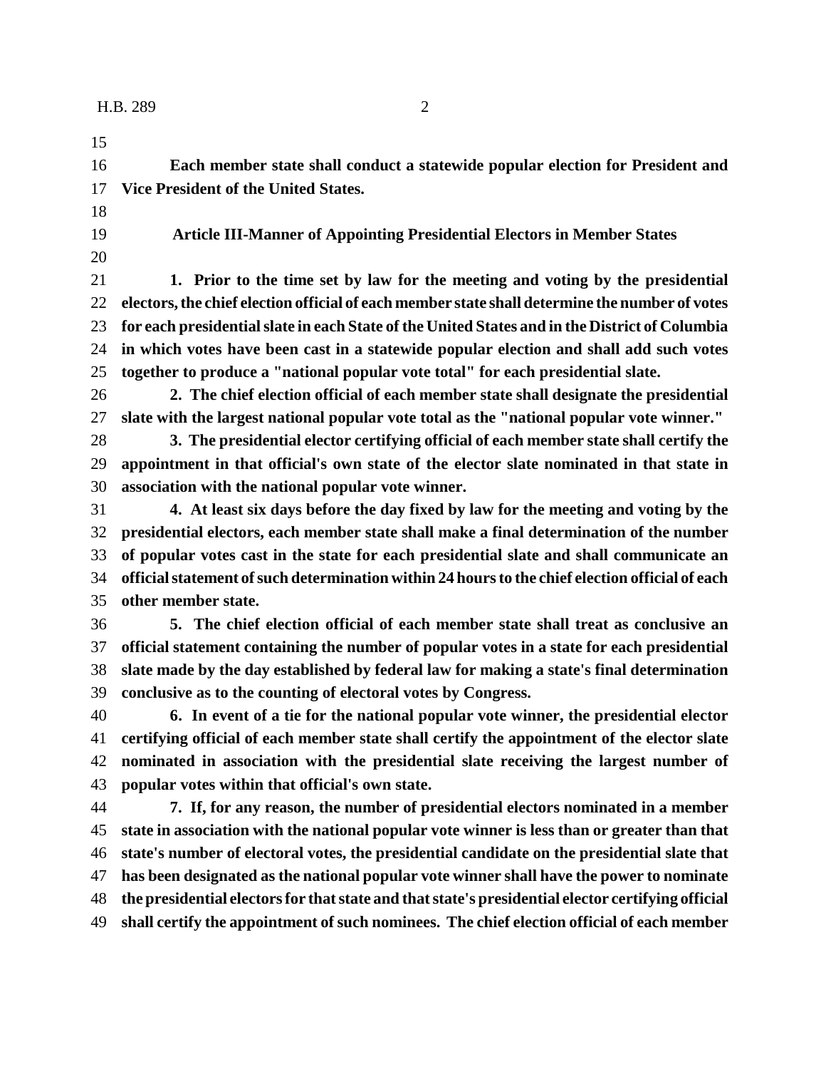**Each member state shall conduct a statewide popular election for President and Vice President of the United States.**

**Article III-Manner of Appointing Presidential Electors in Member States**

**1. Prior to the time set by law for the meeting and voting by the presidential electors, the chief election official of each member state shall determine the number of votes for each presidential slate in each State of the United States and in the District of Columbia in which votes have been cast in a statewide popular election and shall add such votes together to produce a "national popular vote total" for each presidential slate.**

**2. The chief election official of each member state shall designate the presidential slate with the largest national popular vote total as the "national popular vote winner."**

**3. The presidential elector certifying official of each member state shall certify the appointment in that official's own state of the elector slate nominated in that state in association with the national popular vote winner.**

**4. At least six days before the day fixed by law for the meeting and voting by the presidential electors, each member state shall make a final determination of the number of popular votes cast in the state for each presidential slate and shall communicate an official statement of such determination within 24 hours to the chief election official of each other member state.**

**5. The chief election official of each member state shall treat as conclusive an official statement containing the number of popular votes in a state for each presidential slate made by the day established by federal law for making a state's final determination conclusive as to the counting of electoral votes by Congress.**

**6. In event of a tie for the national popular vote winner, the presidential elector certifying official of each member state shall certify the appointment of the elector slate nominated in association with the presidential slate receiving the largest number of popular votes within that official's own state.**

**7. If, for any reason, the number of presidential electors nominated in a member state in association with the national popular vote winner is less than or greater than that state's number of electoral votes, the presidential candidate on the presidential slate that has been designated as the national popular vote winner shall have the power to nominate the presidential electors for that state and that state's presidential elector certifying official shall certify the appointment of such nominees. The chief election official of each member**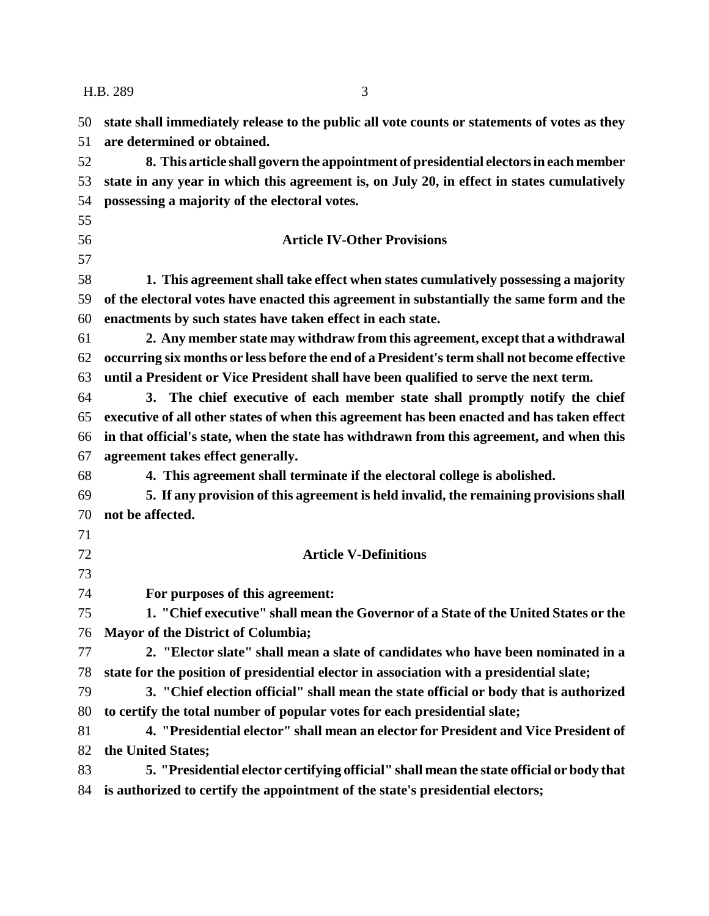**state shall immediately release to the public all vote counts or statements of votes as they are determined or obtained.**

**8. This article shall govern the appointment of presidential electors in each member state in any year in which this agreement is, on July 20, in effect in states cumulatively possessing a majority of the electoral votes.**

## Article IV-Other Provisions

**1. This agreement shall take effect when states cumulatively possessing a majority of the electoral votes have enacted this agreement in substantially the same form and the enactments by such states have taken effect in each state.**

**2. Any member state may withdraw from this agreement, except that a withdrawal occurring six months or less before the end of a President's term shall not become effective until a President or Vice President shall have been qualified to serve the next term.**

**3. The chief executive of each member state shall promptly notify the chief executive of all other states of when this agreement has been enacted and has taken effect in that official's state, when the state has withdrawn from this agreement, and when this agreement takes effect generally.**

**4. This agreement shall terminate if the electoral college is abolished.**

**5. If any provision of this agreement is held invalid, the remaining provisions shall not be affected.**

## Article V-Definitions

**For purposes of this agreement:**

**1. "Chief executive" shall mean the Governor of a State of the United States or the Mayor of the District of Columbia;**

**2. "Elector slate" shall mean a slate of candidates who have been nominated in a state for the position of presidential elector in association with a presidential slate;**

**3. "Chief election official" shall mean the state official or body that is authorized to certify the total number of popular votes for each presidential slate;**

**4. "Presidential elector" shall mean an elector for President and Vice President of the United States;**

**5. "Presidential elector certifying official" shall mean the state official or body that is authorized to certify the appointment of the state's presidential electors;**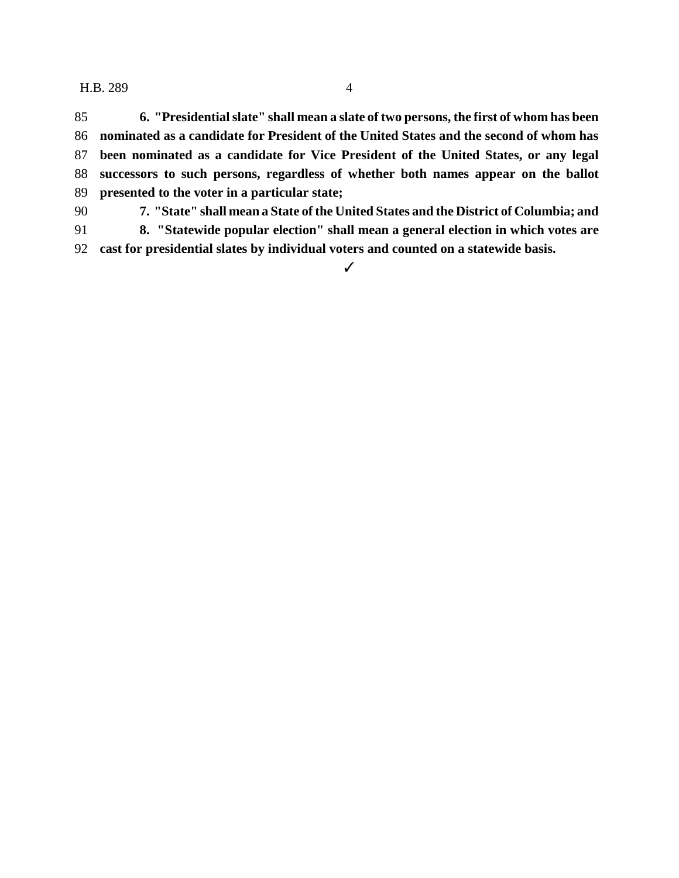**6. "Presidential slate" shall mean a slate of two persons, the first of whom has been nominated as a candidate for President of the United States and the second of whom has been nominated as a candidate for Vice President of the United States, or any legal successors to such persons, regardless of whether both names appear on the ballot presented to the voter in a particular state;**

**7. "State" shall mean a State of the United States and the District of Columbia; and**

**8. "Statewide popular election" shall mean a general election in which votes are cast for presidential slates by individual voters and counted on a statewide basis.**

✓